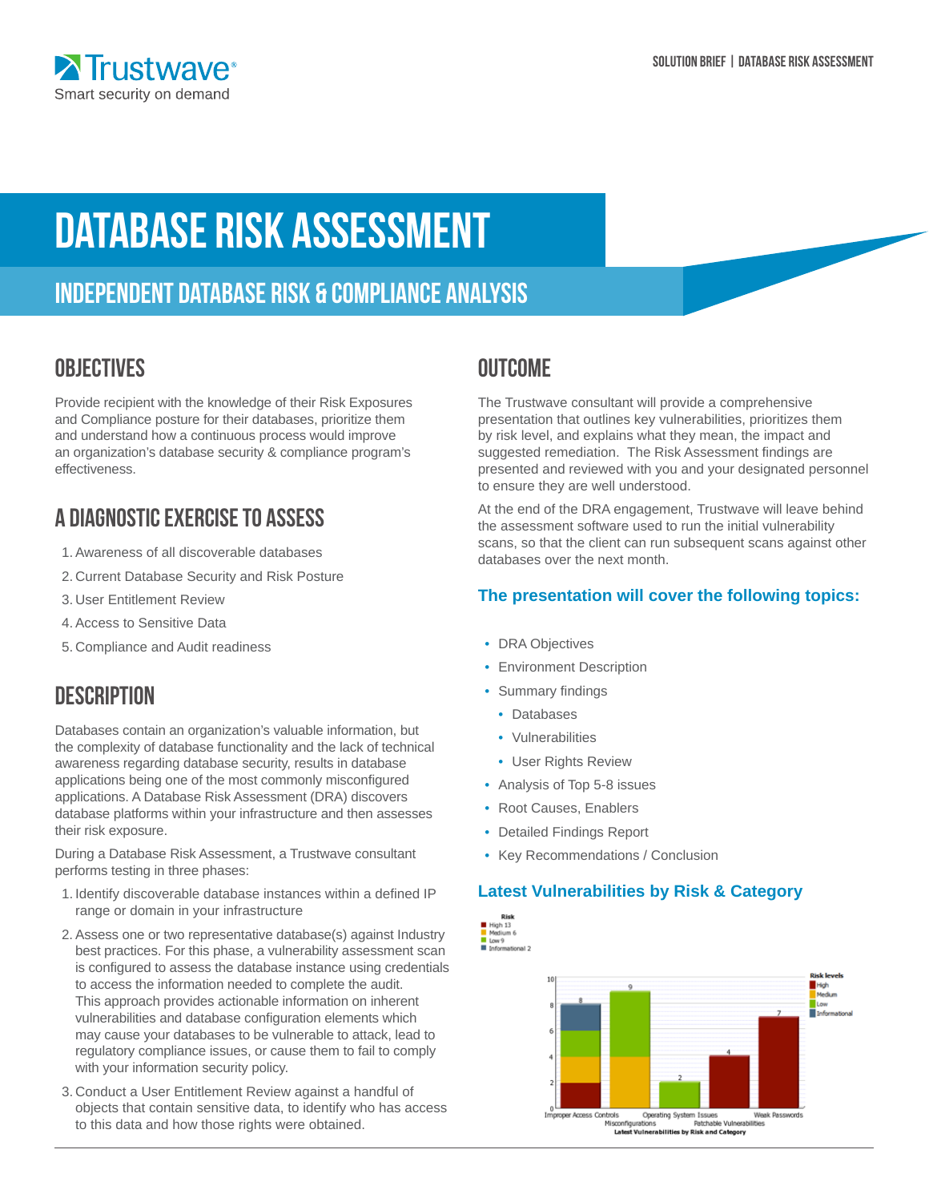# DATABASE RISK ASSESSMENT

## INDEPENDENT DATABASE RISK & COMPLIANCE ANALYSIS

## OBJECTIVES

Provide recipient with the knowledge of their Risk Exposures and Compliance posture for their databases, prioritize them and understand how a continuous process would improve an organization's database security & compliance program's effectiveness.

## A DIAGNOSTIC EXERCISE TO ASSESS

1. Awareness of all discoverable databases
2. Current Database Security and Risk Posture
3. User Entitlement Review
4. Access to Sensitive Data
5. Compliance and Audit readiness

## DESCRIPTION

Databases contain an organization's valuable information, but the complexity of database functionality and the lack of technical awareness regarding database security, results in database applications being one of the most commonly misconfigured applications. A Database Risk Assessment (DRA) discovers database platforms within your infrastructure and then assesses their risk exposure.

During a Database Risk Assessment, a Trustwave consultant performs testing in three phases:

1. Identify discoverable database instances within a defined IP range or domain in your infrastructure
2. Assess one or two representative database(s) against Industry best practices. For this phase, a vulnerability assessment scan is configured to assess the database instance using credentials to access the information needed to complete the audit. This approach provides actionable information on inherent vulnerabilities and database configuration elements which may cause your databases to be vulnerable to attack, lead to regulatory compliance issues, or cause them to fail to comply with your information security policy.
3. Conduct a User Entitlement Review against a handful of objects that contain sensitive data, to identify who has access to this data and how those rights were obtained.

## OUTCOME

The Trustwave consultant will provide a comprehensive presentation that outlines key vulnerabilities, prioritizes them by risk level, and explains what they mean, the impact and suggested remediation. The Risk Assessment findings are presented and reviewed with you and your designated personnel to ensure they are well understood.

At the end of the DRA engagement, Trustwave will leave behind the assessment software used to run the initial vulnerability scans, so that the client can run subsequent scans against other databases over the next month.

### The presentation will cover the following topics:

- DRA Objectives
- Environment Description
- Summary findings
  - Databases
  - Vulnerabilities
  - User Rights Review
- Analysis of Top 5-8 issues
- Root Causes, Enablers
- Detailed Findings Report
- Key Recommendations / Conclusion

### Latest Vulnerabilities by Risk & Category

Risk: High 13, Medium 6, Low 9, Informational 2

| Category | High | Medium | Low | Informational | Total |
|---|---|---|---|---|---|
| Improper Access Controls | 2 | 2 | 2 | 2 | 8 |
| Misconfigurations | | 4 | 5 | | 9 |
| Operating System Issues | | | 2 | | 2 |
| Patchable Vulnerabilities | 4 | | | | 4 |
| Weak Passwords | 7 | | | | 7 |

Latest Vulnerabilities by Risk and Category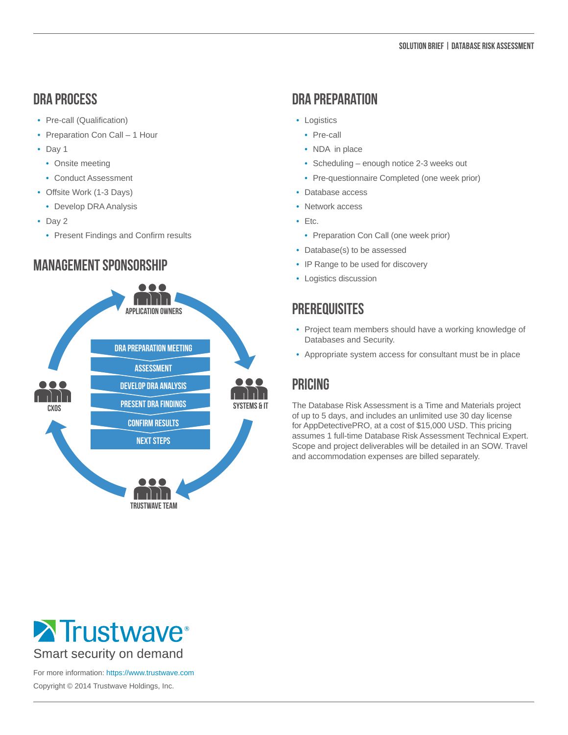## DRA PROCESS

- Pre-call (Qualification)
- Preparation Con Call – 1 Hour
- Day 1
  - Onsite meeting
  - Conduct Assessment
- Offsite Work (1-3 Days)
  - Develop DRA Analysis
- Day 2
  - Present Findings and Confirm results

## MANAGEMENT SPONSORSHIP

APPLICATION OWNERS

SYSTEMS & IT

TRUSTWAVE TEAM

CXOS

DRA PREPARATION MEETING

ASSESSMENT

DEVELOP DRA ANALYSIS

PRESENT DRA FINDINGS

CONFIRM RESULTS

NEXT STEPS

## DRA PREPARATION

- Logistics
  - Pre-call
  - NDA in place
  - Scheduling – enough notice 2-3 weeks out
  - Pre-questionnaire Completed (one week prior)
- Database access
- Network access
- Etc.
  - Preparation Con Call (one week prior)
- Database(s) to be assessed
- IP Range to be used for discovery
- Logistics discussion

## PREREQUISITES

- Project team members should have a working knowledge of Databases and Security.
- Appropriate system access for consultant must be in place

## PRICING

The Database Risk Assessment is a Time and Materials project of up to 5 days, and includes an unlimited use 30 day license for AppDetectivePRO, at a cost of $15,000 USD. This pricing assumes 1 full-time Database Risk Assessment Technical Expert. Scope and project deliverables will be detailed in an SOW. Travel and accommodation expenses are billed separately.

Trustwave®

Smart security on demand

For more information: https://www.trustwave.com

Copyright © 2014 Trustwave Holdings, Inc.